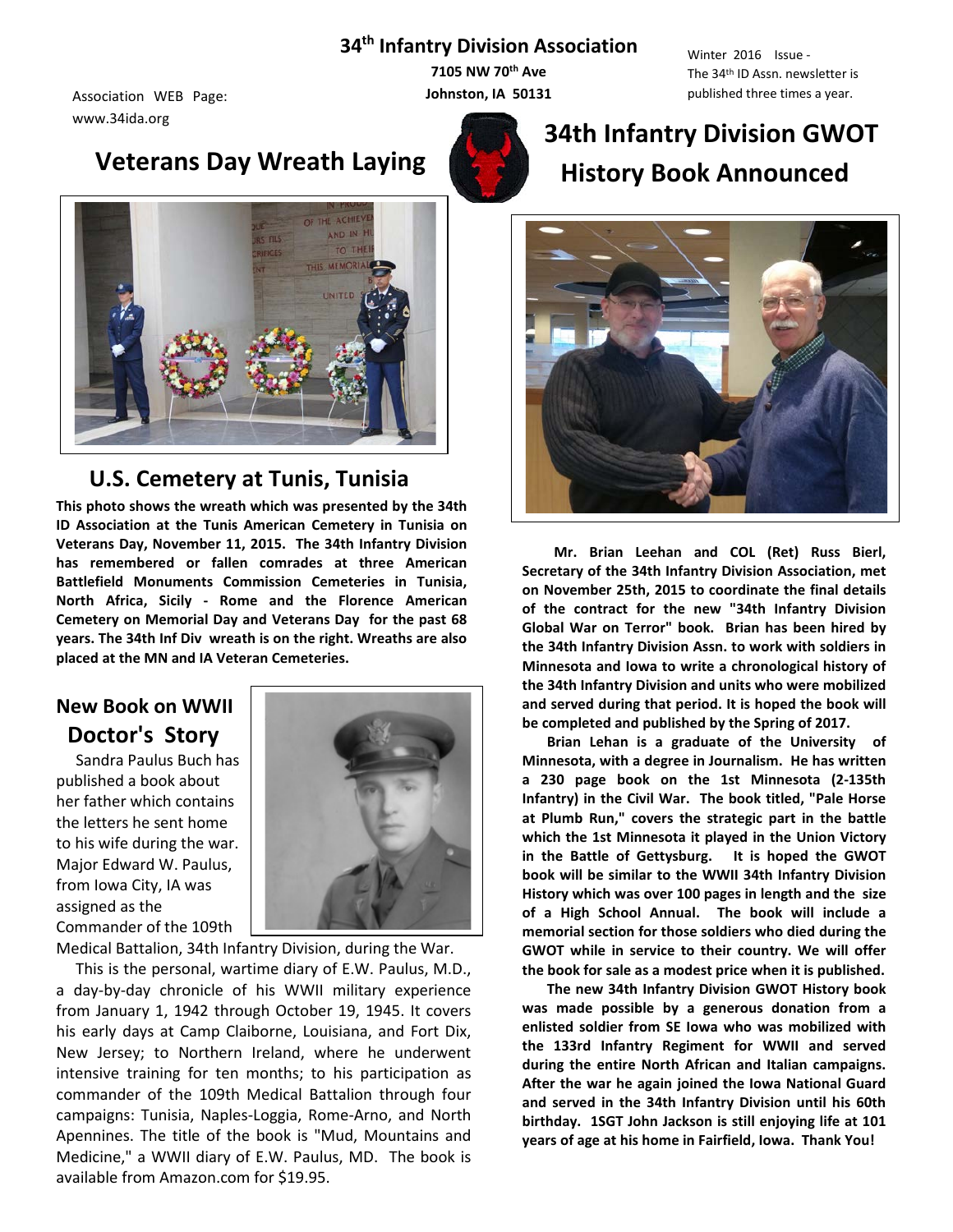# 34th Infantry Division Association

**7105 NW 70th Ave**
**Johnston, IA 50131**

Association WEB Page: www.34ida.org

Winter 2016 Issue - The 34th ID Assn. newsletter is published three times a year.

## Veterans Day Wreath Laying

### U.S. Cemetery at Tunis, Tunisia

**This photo shows the wreath which was presented by the 34th ID Association at the Tunis American Cemetery in Tunisia on Veterans Day, November 11, 2015. The 34th Infantry Division has remembered or fallen comrades at three American Battlefield Monuments Commission Cemeteries in Tunisia, North Africa, Sicily - Rome and the Florence American Cemetery on Memorial Day and Veterans Day for the past 68 years. The 34th Inf Div wreath is on the right. Wreaths are also placed at the MN and IA Veteran Cemeteries.**

### New Book on WWII Doctor's Story

Sandra Paulus Buch has published a book about her father which contains the letters he sent home to his wife during the war. Major Edward W. Paulus, from Iowa City, IA was assigned as the Commander of the 109th Medical Battalion, 34th Infantry Division, during the War.

This is the personal, wartime diary of E.W. Paulus, M.D., a day-by-day chronicle of his WWII military experience from January 1, 1942 through October 19, 1945. It covers his early days at Camp Claiborne, Louisiana, and Fort Dix, New Jersey; to Northern Ireland, where he underwent intensive training for ten months; to his participation as commander of the 109th Medical Battalion through four campaigns: Tunisia, Naples-Loggia, Rome-Arno, and North Apennines. The title of the book is "Mud, Mountains and Medicine," a WWII diary of E.W. Paulus, MD. The book is available from Amazon.com for $19.95.

## 34th Infantry Division GWOT History Book Announced

**Mr. Brian Leehan and COL (Ret) Russ Bierl, Secretary of the 34th Infantry Division Association, met on November 25th, 2015 to coordinate the final details of the contract for the new "34th Infantry Division Global War on Terror" book. Brian has been hired by the 34th Infantry Division Assn. to work with soldiers in Minnesota and Iowa to write a chronological history of the 34th Infantry Division and units who were mobilized and served during that period. It is hoped the book will be completed and published by the Spring of 2017.**

**Brian Lehan is a graduate of the University of Minnesota, with a degree in Journalism. He has written a 230 page book on the 1st Minnesota (2-135th Infantry) in the Civil War. The book titled, "Pale Horse at Plumb Run," covers the strategic part in the battle which the 1st Minnesota it played in the Union Victory in the Battle of Gettysburg. It is hoped the GWOT book will be similar to the WWII 34th Infantry Division History which was over 100 pages in length and the size of a High School Annual. The book will include a memorial section for those soldiers who died during the GWOT while in service to their country. We will offer the book for sale as a modest price when it is published.**

**The new 34th Infantry Division GWOT History book was made possible by a generous donation from a enlisted soldier from SE Iowa who was mobilized with the 133rd Infantry Regiment for WWII and served during the entire North African and Italian campaigns. After the war he again joined the Iowa National Guard and served in the 34th Infantry Division until his 60th birthday. 1SGT John Jackson is still enjoying life at 101 years of age at his home in Fairfield, Iowa. Thank You!**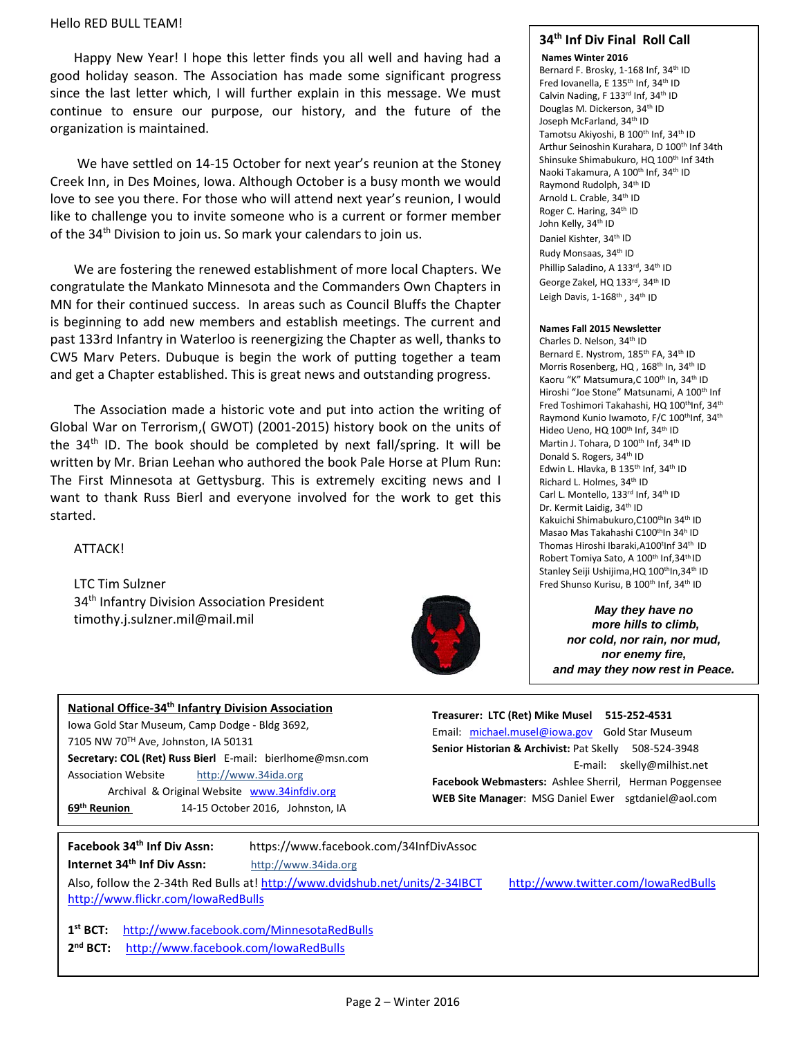Hello RED BULL TEAM!

Happy New Year! I hope this letter finds you all well and having had a good holiday season. The Association has made some significant progress since the last letter which, I will further explain in this message. We must continue to ensure our purpose, our history, and the future of the organization is maintained.

We have settled on 14-15 October for next year's reunion at the Stoney Creek Inn, in Des Moines, Iowa. Although October is a busy month we would love to see you there. For those who will attend next year's reunion, I would like to challenge you to invite someone who is a current or former member of the 34th Division to join us. So mark your calendars to join us.

We are fostering the renewed establishment of more local Chapters. We congratulate the Mankato Minnesota and the Commanders Own Chapters in MN for their continued success. In areas such as Council Bluffs the Chapter is beginning to add new members and establish meetings. The current and past 133rd Infantry in Waterloo is reenergizing the Chapter as well, thanks to CW5 Marv Peters. Dubuque is begin the work of putting together a team and get a Chapter established. This is great news and outstanding progress.

The Association made a historic vote and put into action the writing of Global War on Terrorism,( GWOT) (2001-2015) history book on the units of the 34th ID. The book should be completed by next fall/spring. It will be written by Mr. Brian Leehan who authored the book Pale Horse at Plum Run: The First Minnesota at Gettysburg. This is extremely exciting news and I want to thank Russ Bierl and everyone involved for the work to get this started.

ATTACK!

LTC Tim Sulzner
34th Infantry Division Association President
timothy.j.sulzner.mil@mail.mil

## 34th Inf Div Final Roll Call

**Names Winter 2016**

Bernard F. Brosky, 1-168 Inf, 34th ID
Fred Iovanella, E 135th Inf, 34th ID
Calvin Nading, F 133rd Inf, 34th ID
Douglas M. Dickerson, 34th ID
Joseph McFarland, 34th ID
Tamotsu Akiyoshi, B 100th Inf, 34th ID
Arthur Seinoshin Kurahara, D 100th Inf 34th
Shinsuke Shimabukuro, HQ 100th Inf 34th
Naoki Takamura, A 100th Inf, 34th ID
Raymond Rudolph, 34th ID
Arnold L. Crable, 34th ID
Roger C. Haring, 34th ID
John Kelly, 34th ID
Daniel Kishter, 34th ID
Rudy Monsaas, 34th ID
Phillip Saladino, A 133rd, 34th ID
George Zakel, HQ 133rd, 34th ID
Leigh Davis, 1-168th , 34th ID

**Names Fall 2015 Newsletter**

Charles D. Nelson, 34th ID
Bernard E. Nystrom, 185th FA, 34th ID
Morris Rosenberg, HQ , 168th In, 34th ID
Kaoru "K" Matsumura,C 100th In, 34th ID
Hiroshi "Joe Stone" Matsunami, A 100th Inf
Fred Toshimori Takahashi, HQ 100thInf, 34th
Raymond Kunio Iwamoto, F/C 100thInf, 34th
Hideo Ueno, HQ 100th Inf, 34th ID
Martin J. Tohara, D 100th Inf, 34th ID
Donald S. Rogers, 34th ID
Edwin L. Hlavka, B 135th Inf, 34th ID
Richard L. Holmes, 34th ID
Carl L. Montello, 133rd Inf, 34th ID
Dr. Kermit Laidig, 34th ID
Kakuichi Shimabukuro,C100thIn 34th ID
Masao Mas Takahashi C100thIn 34th ID
Thomas Hiroshi Ibaraki,A100tInf 34th ID
Robert Tomiya Sato, A 100th Inf,34th ID
Stanley Seiji Ushijima,HQ 100thIn,34th ID
Fred Shunso Kurisu, B 100th Inf, 34th ID

***May they have no more hills to climb, nor cold, nor rain, nor mud, nor enemy fire, and may they now rest in Peace.***

**National Office-34th Infantry Division Association**
Iowa Gold Star Museum, Camp Dodge - Bldg 3692,
7105 NW 70TH Ave, Johnston, IA 50131
**Secretary: COL (Ret) Russ Bierl** E-mail: bierlhome@msn.com
Association Website http://www.34ida.org
Archival & Original Website www.34infdiv.org
**69th Reunion** 14-15 October 2016, Johnston, IA

**Treasurer: LTC (Ret) Mike Musel 515-252-4531**
Email: michael.musel@iowa.gov Gold Star Museum
**Senior Historian & Archivist:** Pat Skelly 508-524-3948
E-mail: skelly@milhist.net
**Facebook Webmasters:** Ashlee Sherril, Herman Poggensee
**WEB Site Manager**: MSG Daniel Ewer sgtdaniel@aol.com

**Facebook 34th Inf Div Assn:** https://www.facebook.com/34InfDivAssoc
**Internet 34th Inf Div Assn:** http://www.34ida.org
Also, follow the 2-34th Red Bulls at! http://www.dvidshub.net/units/2-34IBCT http://www.twitter.com/IowaRedBulls
http://www.flickr.com/IowaRedBulls

**1st BCT:** http://www.facebook.com/MinnesotaRedBulls
**2nd BCT:** http://www.facebook.com/IowaRedBulls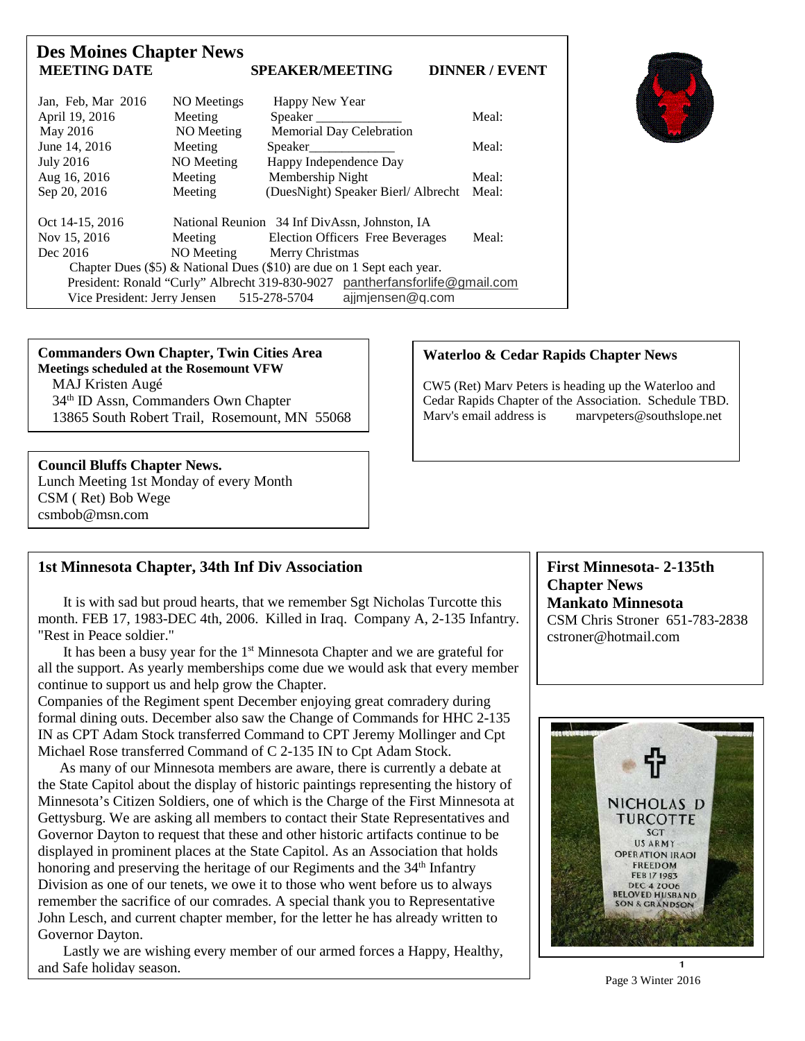## Des Moines Chapter News

| MEETING DATE | | SPEAKER/MEETING | DINNER / EVENT |
|---|---|---|---|
| Jan, Feb, Mar 2016 | NO Meetings | Happy New Year | |
| April 19, 2016 | Meeting | Speaker _____________ | Meal: |
| May 2016 | NO Meeting | Memorial Day Celebration | |
| June 14, 2016 | Meeting | Speaker_____________ | Meal: |
| July 2016 | NO Meeting | Happy Independence Day | |
| Aug 16, 2016 | Meeting | Membership Night | Meal: |
| Sep 20, 2016 | Meeting | (DuesNight) Speaker Bierl/ Albrecht | Meal: |
| Oct 14-15, 2016 | National Reunion | 34 Inf DivAssn, Johnston, IA | |
| Nov 15, 2016 | Meeting | Election Officers Free Beverages | Meal: |
| Dec 2016 | NO Meeting | Merry Christmas | |

Chapter Dues ($5) & National Dues ($10) are due on 1 Sept each year.

President: Ronald "Curly" Albrecht 319-830-9027 pantherfansforlife@gmail.com

Vice President: Jerry Jensen 515-278-5704 ajjmjensen@q.com

**Commanders Own Chapter, Twin Cities Area**
**Meetings scheduled at the Rosemount VFW**
MAJ Kristen Augé
34th ID Assn, Commanders Own Chapter
13865 South Robert Trail, Rosemount, MN 55068

**Waterloo & Cedar Rapids Chapter News**

CW5 (Ret) Marv Peters is heading up the Waterloo and Cedar Rapids Chapter of the Association. Schedule TBD. Marv's email address is marvpeters@southslope.net

**Council Bluffs Chapter News.**
Lunch Meeting 1st Monday of every Month
CSM ( Ret) Bob Wege
csmbob@msn.com

**1st Minnesota Chapter, 34th Inf Div Association**

It is with sad but proud hearts, that we remember Sgt Nicholas Turcotte this month. FEB 17, 1983-DEC 4th, 2006. Killed in Iraq. Company A, 2-135 Infantry. "Rest in Peace soldier."

It has been a busy year for the 1st Minnesota Chapter and we are grateful for all the support. As yearly memberships come due we would ask that every member continue to support us and help grow the Chapter.

Companies of the Regiment spent December enjoying great comradery during formal dining outs. December also saw the Change of Commands for HHC 2-135 IN as CPT Adam Stock transferred Command to CPT Jeremy Mollinger and Cpt Michael Rose transferred Command of C 2-135 IN to Cpt Adam Stock.

As many of our Minnesota members are aware, there is currently a debate at the State Capitol about the display of historic paintings representing the history of Minnesota's Citizen Soldiers, one of which is the Charge of the First Minnesota at Gettysburg. We are asking all members to contact their State Representatives and Governor Dayton to request that these and other historic artifacts continue to be displayed in prominent places at the State Capitol. As an Association that holds honoring and preserving the heritage of our Regiments and the 34th Infantry Division as one of our tenets, we owe it to those who went before us to always remember the sacrifice of our comrades. A special thank you to Representative John Lesch, and current chapter member, for the letter he has already written to Governor Dayton.

Lastly we are wishing every member of our armed forces a Happy, Healthy, and Safe holiday season.

**First Minnesota- 2-135th Chapter News**
**Mankato Minnesota**
CSM Chris Stroner 651-783-2838
cstroner@hotmail.com

NICHOLAS D TURCOTTE
SGT
US ARMY
OPERATION IRAQI FREEDOM
FEB 17 1983
DEC 4 2006
BELOVED HUSBAND SON & GRANDSON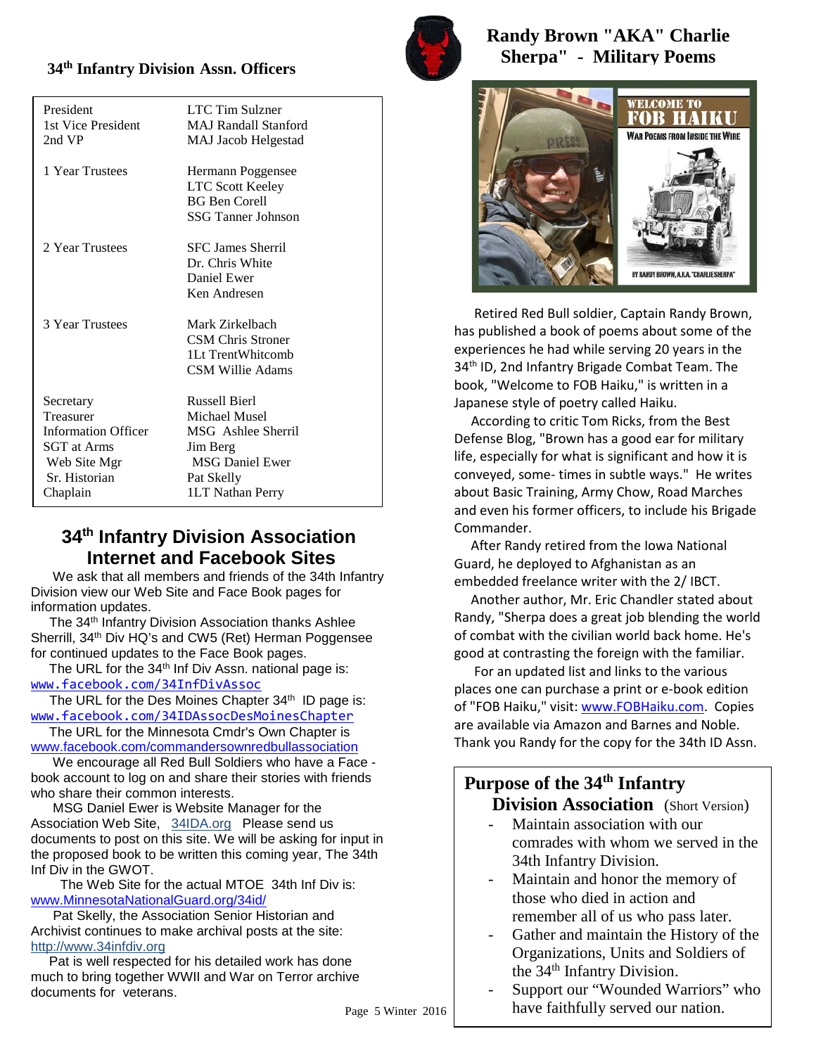## 34th Infantry Division Assn. Officers

| | |
|---|---|
| President | LTC Tim Sulzner |
| 1st Vice President | MAJ Randall Stanford |
| 2nd VP | MAJ Jacob Helgestad |
| 1 Year Trustees | Hermann Poggensee |
| | LTC Scott Keeley |
| | BG Ben Corell |
| | SSG Tanner Johnson |
| 2 Year Trustees | SFC James Sherril |
| | Dr. Chris White |
| | Daniel Ewer |
| | Ken Andresen |
| 3 Year Trustees | Mark Zirkelbach |
| | CSM Chris Stroner |
| | 1Lt TrentWhitcomb |
| | CSM Willie Adams |
| Secretary | Russell Bierl |
| Treasurer | Michael Musel |
| Information Officer | MSG Ashlee Sherril |
| SGT at Arms | Jim Berg |
| Web Site Mgr | MSG Daniel Ewer |
| Sr. Historian | Pat Skelly |
| Chaplain | 1LT Nathan Perry |

## 34th Infantry Division Association Internet and Facebook Sites

We ask that all members and friends of the 34th Infantry Division view our Web Site and Face Book pages for information updates.

The 34th Infantry Division Association thanks Ashlee Sherrill, 34th Div HQ's and CW5 (Ret) Herman Poggensee for continued updates to the Face Book pages.

The URL for the 34th Inf Div Assn. national page is: www.facebook.com/34InfDivAssoc

The URL for the Des Moines Chapter 34th ID page is: www.facebook.com/34IDAssocDesMoinesChapter

The URL for the Minnesota Cmdr's Own Chapter is www.facebook.com/commandersownredbullassociation

We encourage all Red Bull Soldiers who have a Face - book account to log on and share their stories with friends who share their common interests.

MSG Daniel Ewer is Website Manager for the Association Web Site, 34IDA.org Please send us documents to post on this site. We will be asking for input in the proposed book to be written this coming year, The 34th Inf Div in the GWOT.

The Web Site for the actual MTOE 34th Inf Div is: www.MinnesotaNationalGuard.org/34id/

Pat Skelly, the Association Senior Historian and Archivist continues to make archival posts at the site: http://www.34infdiv.org

Pat is well respected for his detailed work has done much to bring together WWII and War on Terror archive documents for veterans.

## Randy Brown "AKA" Charlie Sherpa" - Military Poems

Retired Red Bull soldier, Captain Randy Brown, has published a book of poems about some of the experiences he had while serving 20 years in the 34th ID, 2nd Infantry Brigade Combat Team. The book, "Welcome to FOB Haiku," is written in a Japanese style of poetry called Haiku.

According to critic Tom Ricks, from the Best Defense Blog, "Brown has a good ear for military life, especially for what is significant and how it is conveyed, some- times in subtle ways." He writes about Basic Training, Army Chow, Road Marches and even his former officers, to include his Brigade Commander.

After Randy retired from the Iowa National Guard, he deployed to Afghanistan as an embedded freelance writer with the 2/ IBCT.

Another author, Mr. Eric Chandler stated about Randy, "Sherpa does a great job blending the world of combat with the civilian world back home. He's good at contrasting the foreign with the familiar.

For an updated list and links to the various places one can purchase a print or e-book edition of "FOB Haiku," visit: www.FOBHaiku.com. Copies are available via Amazon and Barnes and Noble. Thank you Randy for the copy for the 34th ID Assn.

## Purpose of the 34th Infantry Division Association (Short Version)

- Maintain association with our comrades with whom we served in the 34th Infantry Division.
- Maintain and honor the memory of those who died in action and remember all of us who pass later.
- Gather and maintain the History of the Organizations, Units and Soldiers of the 34th Infantry Division.
- Support our "Wounded Warriors" who have faithfully served our nation.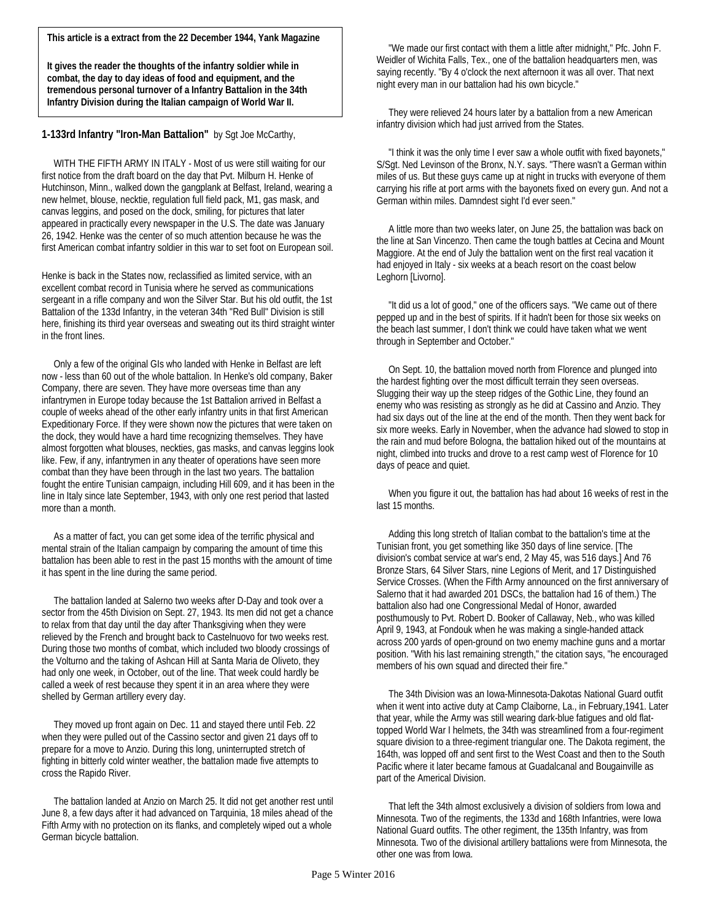**This article is a extract from the 22 December 1944, Yank Magazine**

**It gives the reader the thoughts of the infantry soldier while in combat, the day to day ideas of food and equipment, and the tremendous personal turnover of a Infantry Battalion in the 34th Infantry Division during the Italian campaign of World War II.**

**1-133rd Infantry "Iron-Man Battalion"** by Sgt Joe McCarthy,

WITH THE FIFTH ARMY IN ITALY - Most of us were still waiting for our first notice from the draft board on the day that Pvt. Milburn H. Henke of Hutchinson, Minn., walked down the gangplank at Belfast, Ireland, wearing a new helmet, blouse, necktie, regulation full field pack, M1, gas mask, and canvas leggins, and posed on the dock, smiling, for pictures that later appeared in practically every newspaper in the U.S. The date was January 26, 1942. Henke was the center of so much attention because he was the first American combat infantry soldier in this war to set foot on European soil.

Henke is back in the States now, reclassified as limited service, with an excellent combat record in Tunisia where he served as communications sergeant in a rifle company and won the Silver Star. But his old outfit, the 1st Battalion of the 133d Infantry, in the veteran 34th "Red Bull" Division is still here, finishing its third year overseas and sweating out its third straight winter in the front lines.

Only a few of the original GIs who landed with Henke in Belfast are left now - less than 60 out of the whole battalion. In Henke's old company, Baker Company, there are seven. They have more overseas time than any infantrymen in Europe today because the 1st Battalion arrived in Belfast a couple of weeks ahead of the other early infantry units in that first American Expeditionary Force. If they were shown now the pictures that were taken on the dock, they would have a hard time recognizing themselves. They have almost forgotten what blouses, neckties, gas masks, and canvas leggins look like. Few, if any, infantrymen in any theater of operations have seen more combat than they have been through in the last two years. The battalion fought the entire Tunisian campaign, including Hill 609, and it has been in the line in Italy since late September, 1943, with only one rest period that lasted more than a month.

As a matter of fact, you can get some idea of the terrific physical and mental strain of the Italian campaign by comparing the amount of time this battalion has been able to rest in the past 15 months with the amount of time it has spent in the line during the same period.

The battalion landed at Salerno two weeks after D-Day and took over a sector from the 45th Division on Sept. 27, 1943. Its men did not get a chance to relax from that day until the day after Thanksgiving when they were relieved by the French and brought back to Castelnuovo for two weeks rest. During those two months of combat, which included two bloody crossings of the Volturno and the taking of Ashcan Hill at Santa Maria de Oliveto, they had only one week, in October, out of the line. That week could hardly be called a week of rest because they spent it in an area where they were shelled by German artillery every day.

They moved up front again on Dec. 11 and stayed there until Feb. 22 when they were pulled out of the Cassino sector and given 21 days off to prepare for a move to Anzio. During this long, uninterrupted stretch of fighting in bitterly cold winter weather, the battalion made five attempts to cross the Rapido River.

The battalion landed at Anzio on March 25. It did not get another rest until June 8, a few days after it had advanced on Tarquinia, 18 miles ahead of the Fifth Army with no protection on its flanks, and completely wiped out a whole German bicycle battalion.

"We made our first contact with them a little after midnight," Pfc. John F. Weidler of Wichita Falls, Tex., one of the battalion headquarters men, was saying recently. "By 4 o'clock the next afternoon it was all over. That next night every man in our battalion had his own bicycle."

They were relieved 24 hours later by a battalion from a new American infantry division which had just arrived from the States.

"I think it was the only time I ever saw a whole outfit with fixed bayonets," S/Sgt. Ned Levinson of the Bronx, N.Y. says. "There wasn't a German within miles of us. But these guys came up at night in trucks with everyone of them carrying his rifle at port arms with the bayonets fixed on every gun. And not a German within miles. Damndest sight I'd ever seen."

A little more than two weeks later, on June 25, the battalion was back on the line at San Vincenzo. Then came the tough battles at Cecina and Mount Maggiore. At the end of July the battalion went on the first real vacation it had enjoyed in Italy - six weeks at a beach resort on the coast below Leghorn [Livorno].

"It did us a lot of good," one of the officers says. "We came out of there pepped up and in the best of spirits. If it hadn't been for those six weeks on the beach last summer, I don't think we could have taken what we went through in September and October."

On Sept. 10, the battalion moved north from Florence and plunged into the hardest fighting over the most difficult terrain they seen overseas. Slugging their way up the steep ridges of the Gothic Line, they found an enemy who was resisting as strongly as he did at Cassino and Anzio. They had six days out of the line at the end of the month. Then they went back for six more weeks. Early in November, when the advance had slowed to stop in the rain and mud before Bologna, the battalion hiked out of the mountains at night, climbed into trucks and drove to a rest camp west of Florence for 10 days of peace and quiet.

When you figure it out, the battalion has had about 16 weeks of rest in the last 15 months.

Adding this long stretch of Italian combat to the battalion's time at the Tunisian front, you get something like 350 days of line service. [The division's combat service at war's end, 2 May 45, was 516 days.] And 76 Bronze Stars, 64 Silver Stars, nine Legions of Merit, and 17 Distinguished Service Crosses. (When the Fifth Army announced on the first anniversary of Salerno that it had awarded 201 DSCs, the battalion had 16 of them.) The battalion also had one Congressional Medal of Honor, awarded posthumously to Pvt. Robert D. Booker of Callaway, Neb., who was killed April 9, 1943, at Fondouk when he was making a single-handed attack across 200 yards of open-ground on two enemy machine guns and a mortar position. "With his last remaining strength," the citation says, "he encouraged members of his own squad and directed their fire."

The 34th Division was an Iowa-Minnesota-Dakotas National Guard outfit when it went into active duty at Camp Claiborne, La., in February,1941. Later that year, while the Army was still wearing dark-blue fatigues and old flat-topped World War I helmets, the 34th was streamlined from a four-regiment square division to a three-regiment triangular one. The Dakota regiment, the 164th, was lopped off and sent first to the West Coast and then to the South Pacific where it later became famous at Guadalcanal and Bougainville as part of the Americal Division.

That left the 34th almost exclusively a division of soldiers from Iowa and Minnesota. Two of the regiments, the 133d and 168th Infantries, were Iowa National Guard outfits. The other regiment, the 135th Infantry, was from Minnesota. Two of the divisional artillery battalions were from Minnesota, the other one was from Iowa.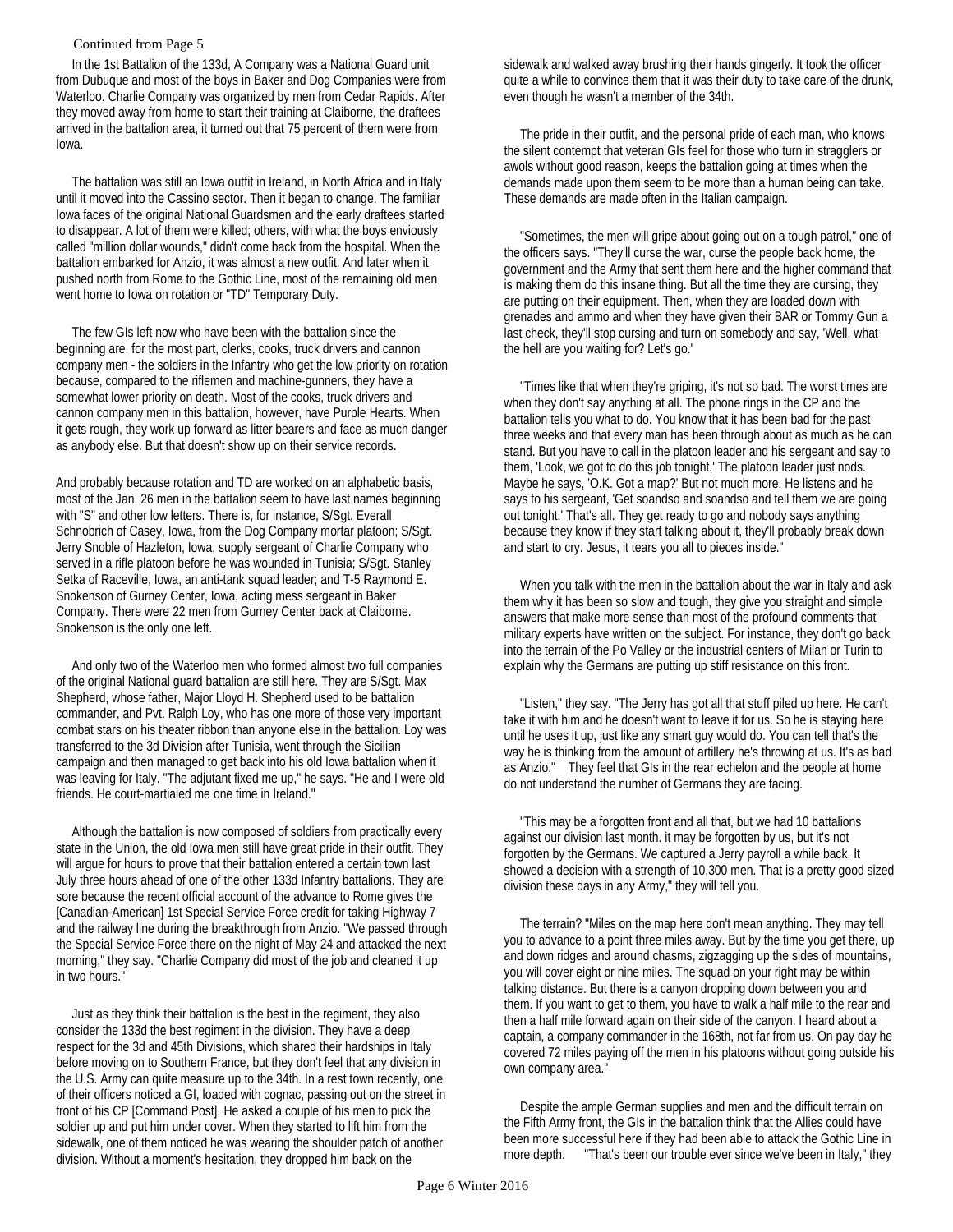Continued from Page 5

In the 1st Battalion of the 133d, A Company was a National Guard unit from Dubuque and most of the boys in Baker and Dog Companies were from Waterloo. Charlie Company was organized by men from Cedar Rapids. After they moved away from home to start their training at Claiborne, the draftees arrived in the battalion area, it turned out that 75 percent of them were from Iowa.

The battalion was still an Iowa outfit in Ireland, in North Africa and in Italy until it moved into the Cassino sector. Then it began to change. The familiar Iowa faces of the original National Guardsmen and the early draftees started to disappear. A lot of them were killed; others, with what the boys enviously called "million dollar wounds," didn't come back from the hospital. When the battalion embarked for Anzio, it was almost a new outfit. And later when it pushed north from Rome to the Gothic Line, most of the remaining old men went home to Iowa on rotation or "TD" Temporary Duty.

The few GIs left now who have been with the battalion since the beginning are, for the most part, clerks, cooks, truck drivers and cannon company men - the soldiers in the Infantry who get the low priority on rotation because, compared to the riflemen and machine-gunners, they have a somewhat lower priority on death. Most of the cooks, truck drivers and cannon company men in this battalion, however, have Purple Hearts. When it gets rough, they work up forward as litter bearers and face as much danger as anybody else. But that doesn't show up on their service records.

And probably because rotation and TD are worked on an alphabetic basis, most of the Jan. 26 men in the battalion seem to have last names beginning with "S" and other low letters. There is, for instance, S/Sgt. Everall Schnobrich of Casey, Iowa, from the Dog Company mortar platoon; S/Sgt. Jerry Snoble of Hazleton, Iowa, supply sergeant of Charlie Company who served in a rifle platoon before he was wounded in Tunisia; S/Sgt. Stanley Setka of Raceville, Iowa, an anti-tank squad leader; and T-5 Raymond E. Snokenson of Gurney Center, Iowa, acting mess sergeant in Baker Company. There were 22 men from Gurney Center back at Claiborne. Snokenson is the only one left.

And only two of the Waterloo men who formed almost two full companies of the original National guard battalion are still here. They are S/Sgt. Max Shepherd, whose father, Major Lloyd H. Shepherd used to be battalion commander, and Pvt. Ralph Loy, who has one more of those very important combat stars on his theater ribbon than anyone else in the battalion. Loy was transferred to the 3d Division after Tunisia, went through the Sicilian campaign and then managed to get back into his old Iowa battalion when it was leaving for Italy. "The adjutant fixed me up," he says. "He and I were old friends. He court-martialed me one time in Ireland."

Although the battalion is now composed of soldiers from practically every state in the Union, the old Iowa men still have great pride in their outfit. They will argue for hours to prove that their battalion entered a certain town last July three hours ahead of one of the other 133d Infantry battalions. They are sore because the recent official account of the advance to Rome gives the [Canadian-American] 1st Special Service Force credit for taking Highway 7 and the railway line during the breakthrough from Anzio. "We passed through the Special Service Force there on the night of May 24 and attacked the next morning," they say. "Charlie Company did most of the job and cleaned it up in two hours."

Just as they think their battalion is the best in the regiment, they also consider the 133d the best regiment in the division. They have a deep respect for the 3d and 45th Divisions, which shared their hardships in Italy before moving on to Southern France, but they don't feel that any division in the U.S. Army can quite measure up to the 34th. In a rest town recently, one of their officers noticed a GI, loaded with cognac, passing out on the street in front of his CP [Command Post]. He asked a couple of his men to pick the soldier up and put him under cover. When they started to lift him from the sidewalk, one of them noticed he was wearing the shoulder patch of another division. Without a moment's hesitation, they dropped him back on the sidewalk and walked away brushing their hands gingerly. It took the officer quite a while to convince them that it was their duty to take care of the drunk, even though he wasn't a member of the 34th.

The pride in their outfit, and the personal pride of each man, who knows the silent contempt that veteran GIs feel for those who turn in stragglers or awols without good reason, keeps the battalion going at times when the demands made upon them seem to be more than a human being can take. These demands are made often in the Italian campaign.

"Sometimes, the men will gripe about going out on a tough patrol," one of the officers says. "They'll curse the war, curse the people back home, the government and the Army that sent them here and the higher command that is making them do this insane thing. But all the time they are cursing, they are putting on their equipment. Then, when they are loaded down with grenades and ammo and when they have given their BAR or Tommy Gun a last check, they'll stop cursing and turn on somebody and say, 'Well, what the hell are you waiting for? Let's go.'

"Times like that when they're griping, it's not so bad. The worst times are when they don't say anything at all. The phone rings in the CP and the battalion tells you what to do. You know that it has been bad for the past three weeks and that every man has been through about as much as he can stand. But you have to call in the platoon leader and his sergeant and say to them, 'Look, we got to do this job tonight.' The platoon leader just nods. Maybe he says, 'O.K. Got a map?' But not much more. He listens and he says to his sergeant, 'Get soandso and soandso and tell them we are going out tonight.' That's all. They get ready to go and nobody says anything because they know if they start talking about it, they'll probably break down and start to cry. Jesus, it tears you all to pieces inside."

When you talk with the men in the battalion about the war in Italy and ask them why it has been so slow and tough, they give you straight and simple answers that make more sense than most of the profound comments that military experts have written on the subject. For instance, they don't go back into the terrain of the Po Valley or the industrial centers of Milan or Turin to explain why the Germans are putting up stiff resistance on this front.

"Listen," they say. "The Jerry has got all that stuff piled up here. He can't take it with him and he doesn't want to leave it for us. So he is staying here until he uses it up, just like any smart guy would do. You can tell that's the way he is thinking from the amount of artillery he's throwing at us. It's as bad as Anzio." They feel that GIs in the rear echelon and the people at home do not understand the number of Germans they are facing.

"This may be a forgotten front and all that, but we had 10 battalions against our division last month. it may be forgotten by us, but it's not forgotten by the Germans. We captured a Jerry payroll a while back. It showed a decision with a strength of 10,300 men. That is a pretty good sized division these days in any Army," they will tell you.

The terrain? "Miles on the map here don't mean anything. They may tell you to advance to a point three miles away. But by the time you get there, up and down ridges and around chasms, zigzagging up the sides of mountains, you will cover eight or nine miles. The squad on your right may be within talking distance. But there is a canyon dropping down between you and them. If you want to get to them, you have to walk a half mile to the rear and then a half mile forward again on their side of the canyon. I heard about a captain, a company commander in the 168th, not far from us. On pay day he covered 72 miles paying off the men in his platoons without going outside his own company area."

Despite the ample German supplies and men and the difficult terrain on the Fifth Army front, the GIs in the battalion think that the Allies could have been more successful here if they had been able to attack the Gothic Line in more depth. "That's been our trouble ever since we've been in Italy," they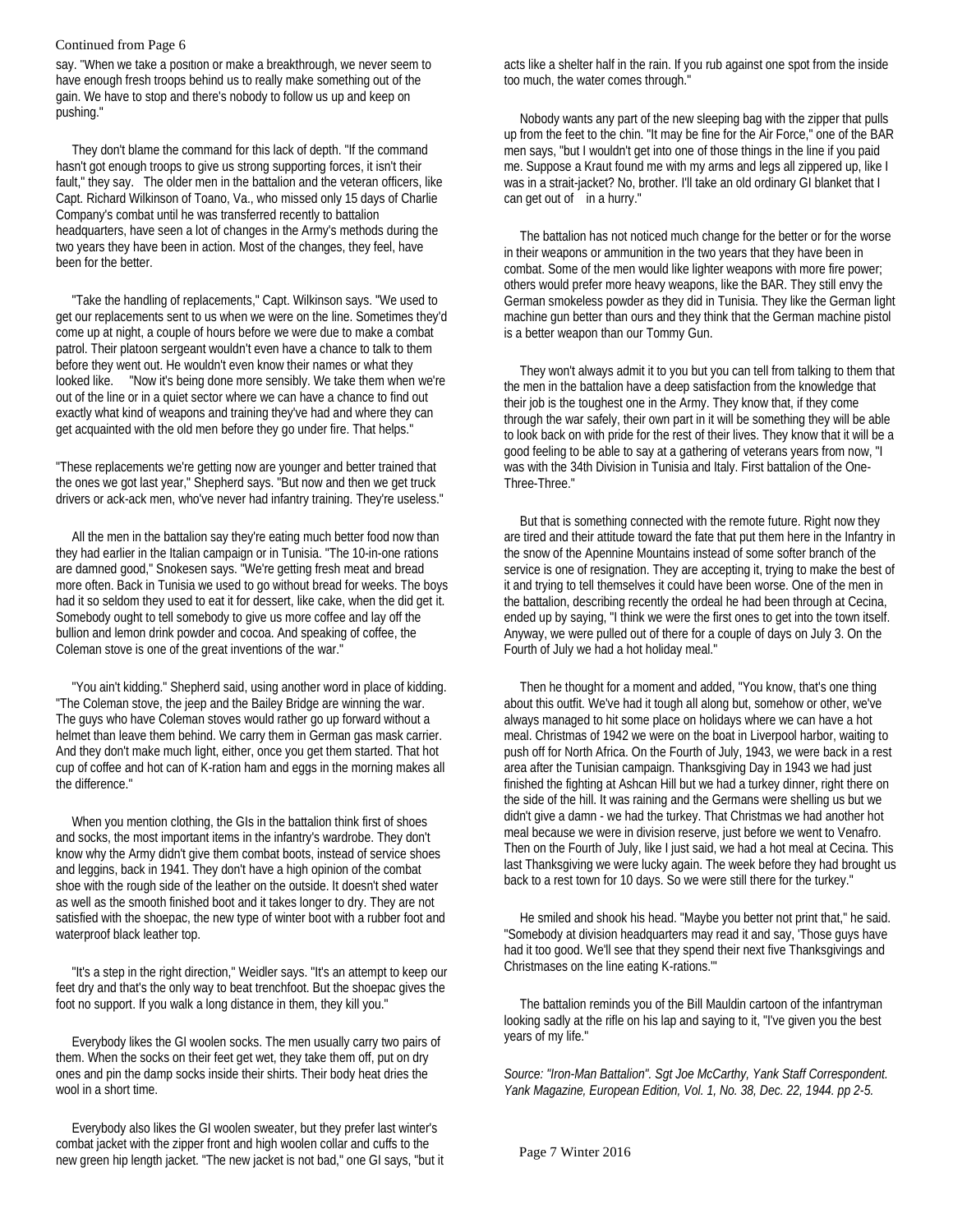Continued from Page 6

say. "When we take a position or make a breakthrough, we never seem to have enough fresh troops behind us to really make something out of the gain. We have to stop and there's nobody to follow us up and keep on pushing."

They don't blame the command for this lack of depth. "If the command hasn't got enough troops to give us strong supporting forces, it isn't their fault," they say. The older men in the battalion and the veteran officers, like Capt. Richard Wilkinson of Toano, Va., who missed only 15 days of Charlie Company's combat until he was transferred recently to battalion headquarters, have seen a lot of changes in the Army's methods during the two years they have been in action. Most of the changes, they feel, have been for the better.

"Take the handling of replacements," Capt. Wilkinson says. "We used to get our replacements sent to us when we were on the line. Sometimes they'd come up at night, a couple of hours before we were due to make a combat patrol. Their platoon sergeant wouldn't even have a chance to talk to them before they went out. He wouldn't even know their names or what they looked like. "Now it's being done more sensibly. We take them when we're out of the line or in a quiet sector where we can have a chance to find out exactly what kind of weapons and training they've had and where they can get acquainted with the old men before they go under fire. That helps."

"These replacements we're getting now are younger and better trained that the ones we got last year," Shepherd says. "But now and then we get truck drivers or ack-ack men, who've never had infantry training. They're useless."

All the men in the battalion say they're eating much better food now than they had earlier in the Italian campaign or in Tunisia. "The 10-in-one rations are damned good," Snokesen says. "We're getting fresh meat and bread more often. Back in Tunisia we used to go without bread for weeks. The boys had it so seldom they used to eat it for dessert, like cake, when the did get it. Somebody ought to tell somebody to give us more coffee and lay off the bullion and lemon drink powder and cocoa. And speaking of coffee, the Coleman stove is one of the great inventions of the war."

"You ain't kidding." Shepherd said, using another word in place of kidding. "The Coleman stove, the jeep and the Bailey Bridge are winning the war. The guys who have Coleman stoves would rather go up forward without a helmet than leave them behind. We carry them in German gas mask carrier. And they don't make much light, either, once you get them started. That hot cup of coffee and hot can of K-ration ham and eggs in the morning makes all the difference."

When you mention clothing, the GIs in the battalion think first of shoes and socks, the most important items in the infantry's wardrobe. They don't know why the Army didn't give them combat boots, instead of service shoes and leggins, back in 1941. They don't have a high opinion of the combat shoe with the rough side of the leather on the outside. It doesn't shed water as well as the smooth finished boot and it takes longer to dry. They are not satisfied with the shoepac, the new type of winter boot with a rubber foot and waterproof black leather top.

"It's a step in the right direction," Weidler says. "It's an attempt to keep our feet dry and that's the only way to beat trenchfoot. But the shoepac gives the foot no support. If you walk a long distance in them, they kill you."

Everybody likes the GI woolen socks. The men usually carry two pairs of them. When the socks on their feet get wet, they take them off, put on dry ones and pin the damp socks inside their shirts. Their body heat dries the wool in a short time.

Everybody also likes the GI woolen sweater, but they prefer last winter's combat jacket with the zipper front and high woolen collar and cuffs to the new green hip length jacket. "The new jacket is not bad," one GI says, "but it acts like a shelter half in the rain. If you rub against one spot from the inside too much, the water comes through."

Nobody wants any part of the new sleeping bag with the zipper that pulls up from the feet to the chin. "It may be fine for the Air Force," one of the BAR men says, "but I wouldn't get into one of those things in the line if you paid me. Suppose a Kraut found me with my arms and legs all zippered up, like I was in a strait-jacket? No, brother. I'll take an old ordinary GI blanket that I can get out of in a hurry."

The battalion has not noticed much change for the better or for the worse in their weapons or ammunition in the two years that they have been in combat. Some of the men would like lighter weapons with more fire power; others would prefer more heavy weapons, like the BAR. They still envy the German smokeless powder as they did in Tunisia. They like the German light machine gun better than ours and they think that the German machine pistol is a better weapon than our Tommy Gun.

They won't always admit it to you but you can tell from talking to them that the men in the battalion have a deep satisfaction from the knowledge that their job is the toughest one in the Army. They know that, if they come through the war safely, their own part in it will be something they will be able to look back on with pride for the rest of their lives. They know that it will be a good feeling to be able to say at a gathering of veterans years from now, "I was with the 34th Division in Tunisia and Italy. First battalion of the One-Three-Three."

But that is something connected with the remote future. Right now they are tired and their attitude toward the fate that put them here in the Infantry in the snow of the Apennine Mountains instead of some softer branch of the service is one of resignation. They are accepting it, trying to make the best of it and trying to tell themselves it could have been worse. One of the men in the battalion, describing recently the ordeal he had been through at Cecina, ended up by saying, "I think we were the first ones to get into the town itself. Anyway, we were pulled out of there for a couple of days on July 3. On the Fourth of July we had a hot holiday meal."

Then he thought for a moment and added, "You know, that's one thing about this outfit. We've had it tough all along but, somehow or other, we've always managed to hit some place on holidays where we can have a hot meal. Christmas of 1942 we were on the boat in Liverpool harbor, waiting to push off for North Africa. On the Fourth of July, 1943, we were back in a rest area after the Tunisian campaign. Thanksgiving Day in 1943 we had just finished the fighting at Ashcan Hill but we had a turkey dinner, right there on the side of the hill. It was raining and the Germans were shelling us but we didn't give a damn - we had the turkey. That Christmas we had another hot meal because we were in division reserve, just before we went to Venafro. Then on the Fourth of July, like I just said, we had a hot meal at Cecina. This last Thanksgiving we were lucky again. The week before they had brought us back to a rest town for 10 days. So we were still there for the turkey."

He smiled and shook his head. "Maybe you better not print that," he said. "Somebody at division headquarters may read it and say, 'Those guys have had it too good. We'll see that they spend their next five Thanksgivings and Christmases on the line eating K-rations.'"

The battalion reminds you of the Bill Mauldin cartoon of the infantryman looking sadly at the rifle on his lap and saying to it, "I've given you the best years of my life."

*Source: "Iron-Man Battalion". Sgt Joe McCarthy, Yank Staff Correspondent. Yank Magazine, European Edition, Vol. 1, No. 38, Dec. 22, 1944. pp 2-5.*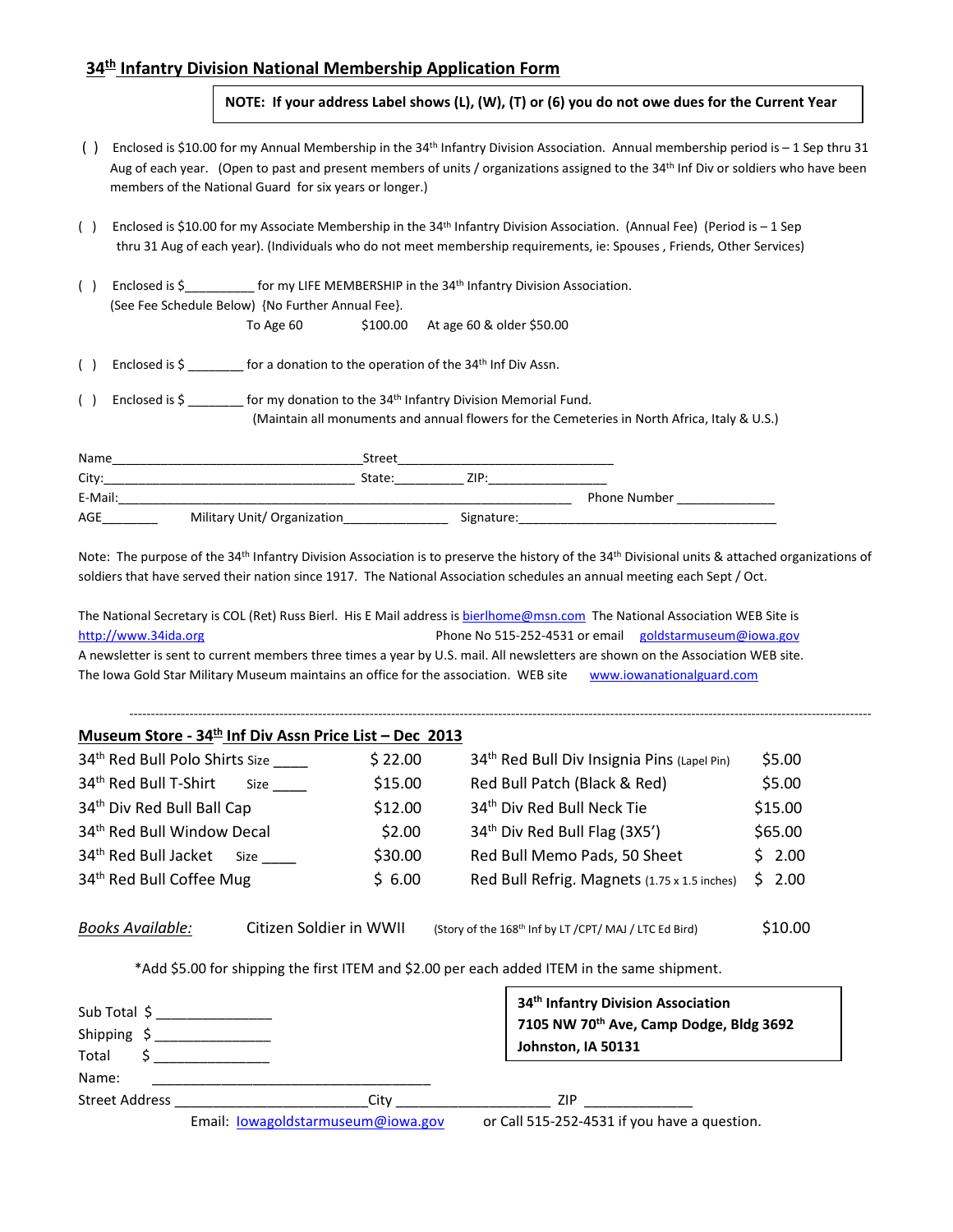## 34th Infantry Division National Membership Application Form

**NOTE: If your address Label shows (L), (W), (T) or (6) you do not owe dues for the Current Year**

( ) Enclosed is $10.00 for my Annual Membership in the 34th Infantry Division Association. Annual membership period is – 1 Sep thru 31 Aug of each year. (Open to past and present members of units / organizations assigned to the 34th Inf Div or soldiers who have been members of the National Guard for six years or longer.)

( ) Enclosed is $10.00 for my Associate Membership in the 34th Infantry Division Association. (Annual Fee) (Period is – 1 Sep thru 31 Aug of each year). (Individuals who do not meet membership requirements, ie: Spouses , Friends, Other Services)

( ) Enclosed is $__________ for my LIFE MEMBERSHIP in the 34th Infantry Division Association. (See Fee Schedule Below) {No Further Annual Fee}.
To Age 60 $100.00 At age 60 & older $50.00

( ) Enclosed is $ ________ for a donation to the operation of the 34th Inf Div Assn.

( ) Enclosed is $ ________ for my donation to the 34th Infantry Division Memorial Fund.
(Maintain all monuments and annual flowers for the Cemeteries in North Africa, Italy & U.S.)

Name____________________________________Street______________________________
City:___________________________________ State:__________ ZIP:_________________
E-Mail:_________________________________________________________________ Phone Number ______________
AGE________ Military Unit/ Organization_______________ Signature:____________________________________

Note: The purpose of the 34th Infantry Division Association is to preserve the history of the 34th Divisional units & attached organizations of soldiers that have served their nation since 1917. The National Association schedules an annual meeting each Sept / Oct.

The National Secretary is COL (Ret) Russ Bierl. His E Mail address is bierlhome@msn.com The National Association WEB Site is http://www.34ida.org Phone No 515-252-4531 or email goldstarmuseum@iowa.gov
A newsletter is sent to current members three times a year by U.S. mail. All newsletters are shown on the Association WEB site.
The Iowa Gold Star Military Museum maintains an office for the association. WEB site www.iowanationalguard.com

---

### Museum Store - 34th Inf Div Assn Price List – Dec 2013

| | | | |
|---|---|---|---|
| 34th Red Bull Polo Shirts Size ____ | $ 22.00 | 34th Red Bull Div Insignia Pins (Lapel Pin) | $5.00 |
| 34th Red Bull T-Shirt Size ____ | $15.00 | Red Bull Patch (Black & Red) | $5.00 |
| 34th Div Red Bull Ball Cap | $12.00 | 34th Div Red Bull Neck Tie | $15.00 |
| 34th Red Bull Window Decal | $2.00 | 34th Div Red Bull Flag (3X5') | $65.00 |
| 34th Red Bull Jacket Size ____ | $30.00 | Red Bull Memo Pads, 50 Sheet | $ 2.00 |
| 34th Red Bull Coffee Mug | $ 6.00 | Red Bull Refrig. Magnets (1.75 x 1.5 inches) | $ 2.00 |

*Books Available:* Citizen Soldier in WWII (Story of the 168th Inf by LT /CPT/ MAJ / LTC Ed Bird) $10.00

*Add $5.00 for shipping the first ITEM and $2.00 per each added ITEM in the same shipment.

Sub Total $ _______________
Shipping $ _______________
Total $ _______________
Name: _____________________________________
Street Address _________________________City ____________________ ZIP ______________

**34th Infantry Division Association**
**7105 NW 70th Ave, Camp Dodge, Bldg 3692**
**Johnston, IA 50131**

Email: Iowagoldstarmuseum@iowa.gov or Call 515-252-4531 if you have a question.